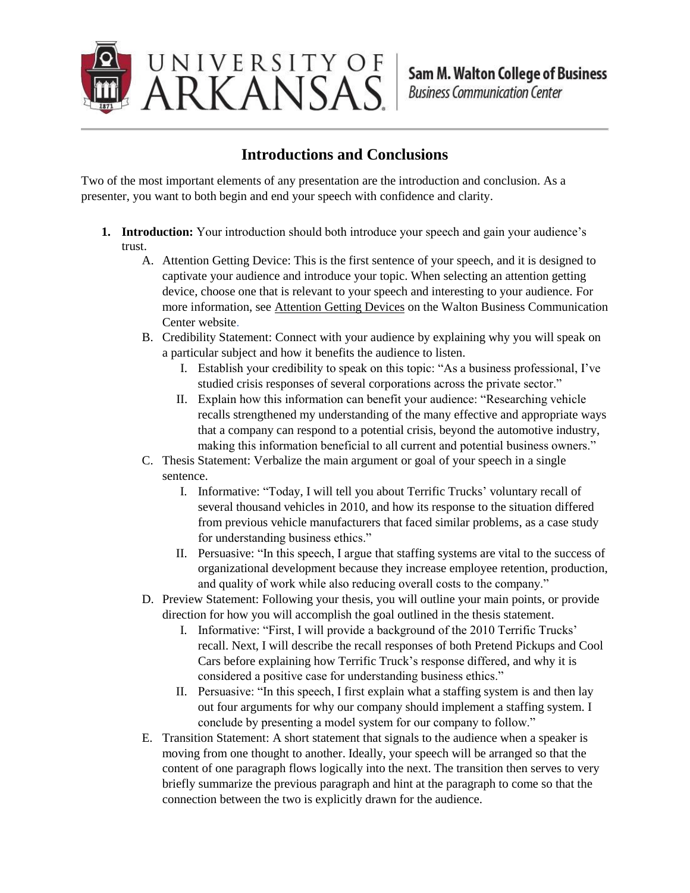# Introductions and Conclusions

Two of the most important elements of any presentation are the introduction and conclusion. As a presenter, you want to both begin and end your speech with confidence and clarity.

1. **Introduction:** Your introduction should both introduce your speech and gain your audience's trust.
   A. Attention Getting Device: This is the first sentence of your speech, and it is designed to captivate your audience and introduce your topic. When selecting an attention getting device, choose one that is relevant to your speech and interesting to your audience. For more information, see Attention Getting Devices on the Walton Business Communication Center website.
   B. Credibility Statement: Connect with your audience by explaining why you will speak on a particular subject and how it benefits the audience to listen.
      I. Establish your credibility to speak on this topic: "As a business professional, I've studied crisis responses of several corporations across the private sector."
      II. Explain how this information can benefit your audience: "Researching vehicle recalls strengthened my understanding of the many effective and appropriate ways that a company can respond to a potential crisis, beyond the automotive industry, making this information beneficial to all current and potential business owners."
   C. Thesis Statement: Verbalize the main argument or goal of your speech in a single sentence.
      I. Informative: "Today, I will tell you about Terrific Trucks' voluntary recall of several thousand vehicles in 2010, and how its response to the situation differed from previous vehicle manufacturers that faced similar problems, as a case study for understanding business ethics."
      II. Persuasive: "In this speech, I argue that staffing systems are vital to the success of organizational development because they increase employee retention, production, and quality of work while also reducing overall costs to the company."
   D. Preview Statement: Following your thesis, you will outline your main points, or provide direction for how you will accomplish the goal outlined in the thesis statement.
      I. Informative: "First, I will provide a background of the 2010 Terrific Trucks' recall. Next, I will describe the recall responses of both Pretend Pickups and Cool Cars before explaining how Terrific Truck's response differed, and why it is considered a positive case for understanding business ethics."
      II. Persuasive: "In this speech, I first explain what a staffing system is and then lay out four arguments for why our company should implement a staffing system. I conclude by presenting a model system for our company to follow."
   E. Transition Statement: A short statement that signals to the audience when a speaker is moving from one thought to another. Ideally, your speech will be arranged so that the content of one paragraph flows logically into the next. The transition then serves to very briefly summarize the previous paragraph and hint at the paragraph to come so that the connection between the two is explicitly drawn for the audience.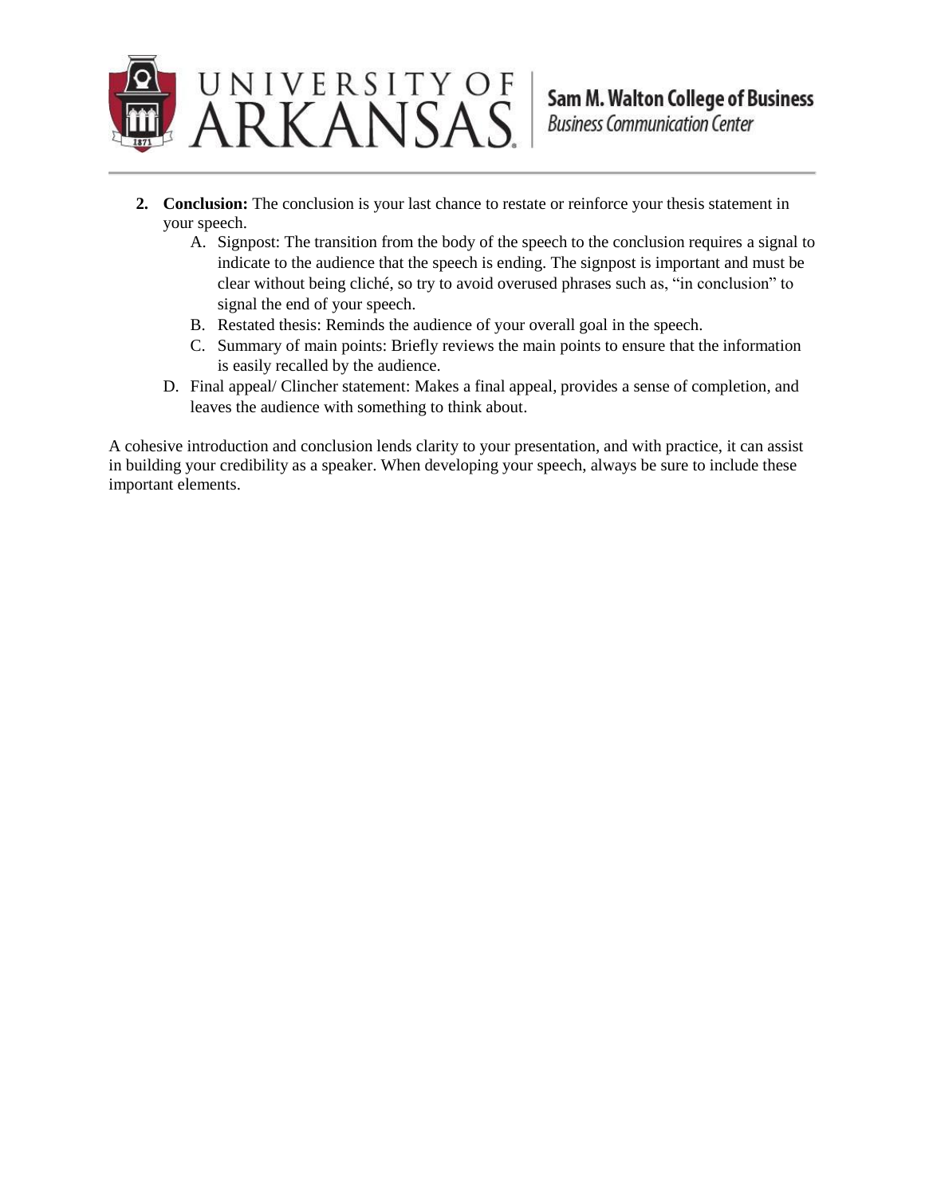2. **Conclusion:** The conclusion is your last chance to restate or reinforce your thesis statement in your speech.
   A. Signpost: The transition from the body of the speech to the conclusion requires a signal to indicate to the audience that the speech is ending. The signpost is important and must be clear without being cliché, so try to avoid overused phrases such as, "in conclusion" to signal the end of your speech.
   B. Restated thesis: Reminds the audience of your overall goal in the speech.
   C. Summary of main points: Briefly reviews the main points to ensure that the information is easily recalled by the audience.
   D. Final appeal/ Clincher statement: Makes a final appeal, provides a sense of completion, and leaves the audience with something to think about.

A cohesive introduction and conclusion lends clarity to your presentation, and with practice, it can assist in building your credibility as a speaker. When developing your speech, always be sure to include these important elements.